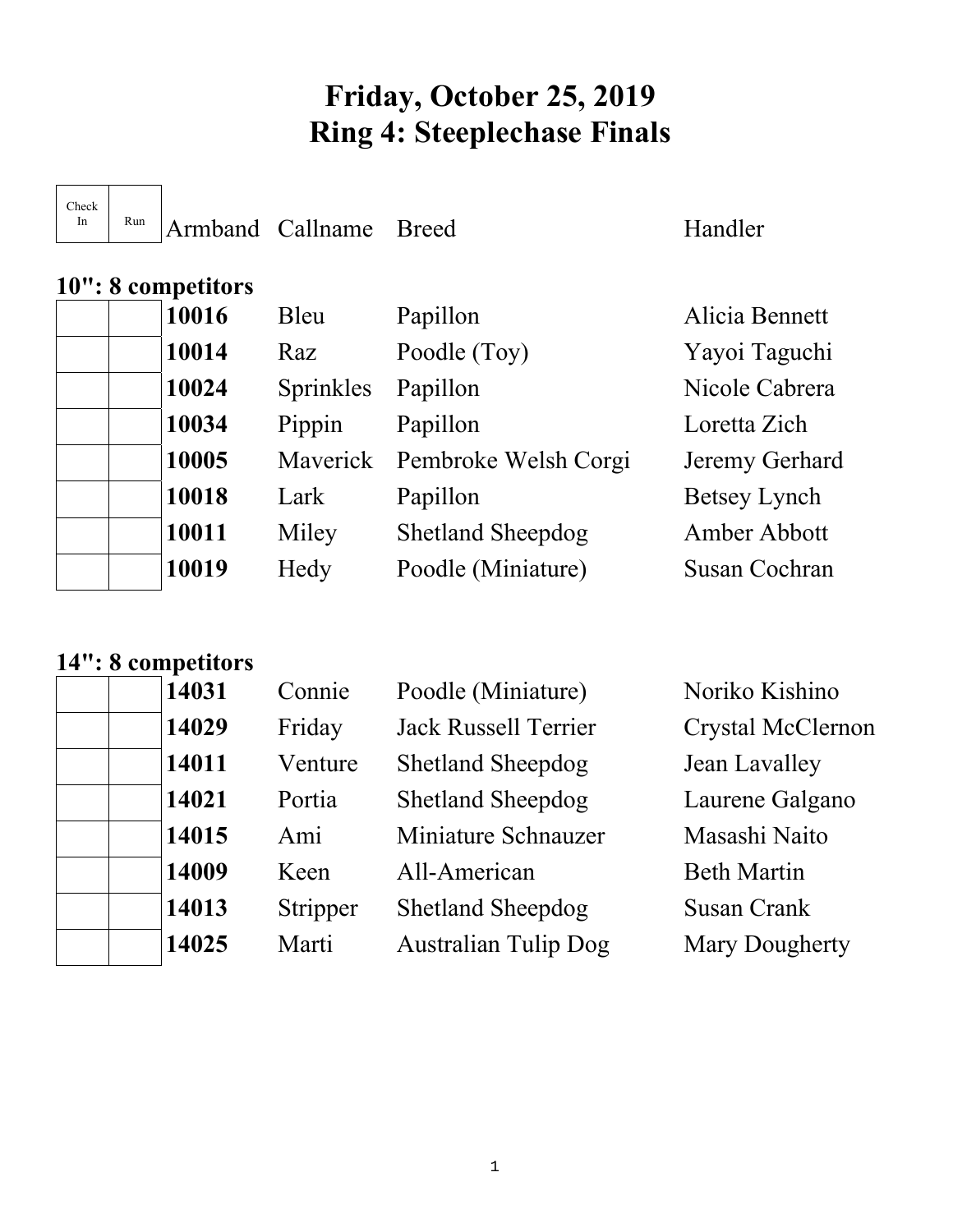# Friday, October 25, 2019
# Ring 4: Steeplechase Finals

## 10": 8 competitors

| Check In | Run | Armband | Callname | Breed | Handler |
|---|---|---|---|---|---|
| | | **10016** | Bleu | Papillon | Alicia Bennett |
| | | **10014** | Raz | Poodle (Toy) | Yayoi Taguchi |
| | | **10024** | Sprinkles | Papillon | Nicole Cabrera |
| | | **10034** | Pippin | Papillon | Loretta Zich |
| | | **10005** | Maverick | Pembroke Welsh Corgi | Jeremy Gerhard |
| | | **10018** | Lark | Papillon | Betsey Lynch |
| | | **10011** | Miley | Shetland Sheepdog | Amber Abbott |
| | | **10019** | Hedy | Poodle (Miniature) | Susan Cochran |

## 14": 8 competitors

| Check In | Run | Armband | Callname | Breed | Handler |
|---|---|---|---|---|---|
| | | **14031** | Connie | Poodle (Miniature) | Noriko Kishino |
| | | **14029** | Friday | Jack Russell Terrier | Crystal McClernon |
| | | **14011** | Venture | Shetland Sheepdog | Jean Lavalley |
| | | **14021** | Portia | Shetland Sheepdog | Laurene Galgano |
| | | **14015** | Ami | Miniature Schnauzer | Masashi Naito |
| | | **14009** | Keen | All-American | Beth Martin |
| | | **14013** | Stripper | Shetland Sheepdog | Susan Crank |
| | | **14025** | Marti | Australian Tulip Dog | Mary Dougherty |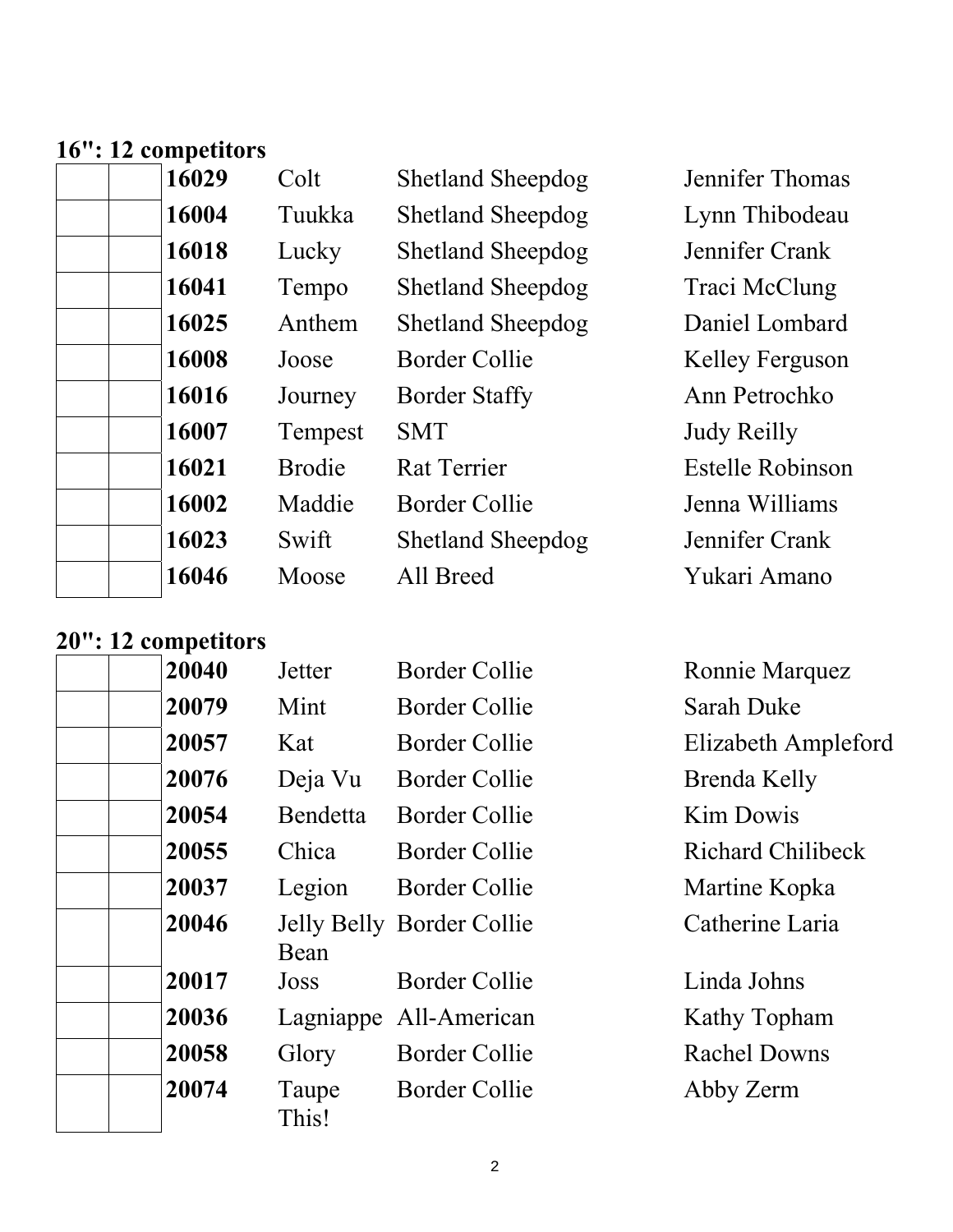**16": 12 competitors**

| | | | | | |
|---|---|---|---|---|---|
| | | **16029** | Colt | Shetland Sheepdog | Jennifer Thomas |
| | | **16004** | Tuukka | Shetland Sheepdog | Lynn Thibodeau |
| | | **16018** | Lucky | Shetland Sheepdog | Jennifer Crank |
| | | **16041** | Tempo | Shetland Sheepdog | Traci McClung |
| | | **16025** | Anthem | Shetland Sheepdog | Daniel Lombard |
| | | **16008** | Joose | Border Collie | Kelley Ferguson |
| | | **16016** | Journey | Border Staffy | Ann Petrochko |
| | | **16007** | Tempest | SMT | Judy Reilly |
| | | **16021** | Brodie | Rat Terrier | Estelle Robinson |
| | | **16002** | Maddie | Border Collie | Jenna Williams |
| | | **16023** | Swift | Shetland Sheepdog | Jennifer Crank |
| | | **16046** | Moose | All Breed | Yukari Amano |

**20": 12 competitors**

| | | | | | |
|---|---|---|---|---|---|
| | | **20040** | Jetter | Border Collie | Ronnie Marquez |
| | | **20079** | Mint | Border Collie | Sarah Duke |
| | | **20057** | Kat | Border Collie | Elizabeth Ampleford |
| | | **20076** | Deja Vu | Border Collie | Brenda Kelly |
| | | **20054** | Bendetta | Border Collie | Kim Dowis |
| | | **20055** | Chica | Border Collie | Richard Chilibeck |
| | | **20037** | Legion | Border Collie | Martine Kopka |
| | | **20046** | Jelly Belly Bean | Border Collie | Catherine Laria |
| | | **20017** | Joss | Border Collie | Linda Johns |
| | | **20036** | Lagniappe | All-American | Kathy Topham |
| | | **20058** | Glory | Border Collie | Rachel Downs |
| | | **20074** | Taupe This! | Border Collie | Abby Zerm |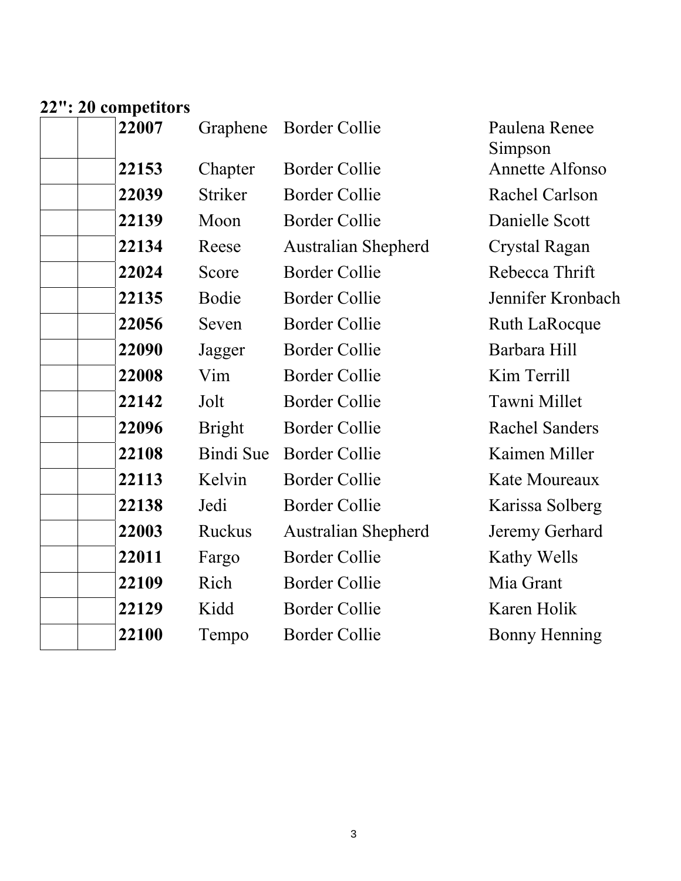**22": 20 competitors**

| | | | | | |
|---|---|---|---|---|---|
| | | **22007** | Graphene | Border Collie | Paulena Renee Simpson |
| | | **22153** | Chapter | Border Collie | Annette Alfonso |
| | | **22039** | Striker | Border Collie | Rachel Carlson |
| | | **22139** | Moon | Border Collie | Danielle Scott |
| | | **22134** | Reese | Australian Shepherd | Crystal Ragan |
| | | **22024** | Score | Border Collie | Rebecca Thrift |
| | | **22135** | Bodie | Border Collie | Jennifer Kronbach |
| | | **22056** | Seven | Border Collie | Ruth LaRocque |
| | | **22090** | Jagger | Border Collie | Barbara Hill |
| | | **22008** | Vim | Border Collie | Kim Terrill |
| | | **22142** | Jolt | Border Collie | Tawni Millet |
| | | **22096** | Bright | Border Collie | Rachel Sanders |
| | | **22108** | Bindi Sue | Border Collie | Kaimen Miller |
| | | **22113** | Kelvin | Border Collie | Kate Moureaux |
| | | **22138** | Jedi | Border Collie | Karissa Solberg |
| | | **22003** | Ruckus | Australian Shepherd | Jeremy Gerhard |
| | | **22011** | Fargo | Border Collie | Kathy Wells |
| | | **22109** | Rich | Border Collie | Mia Grant |
| | | **22129** | Kidd | Border Collie | Karen Holik |
| | | **22100** | Tempo | Border Collie | Bonny Henning |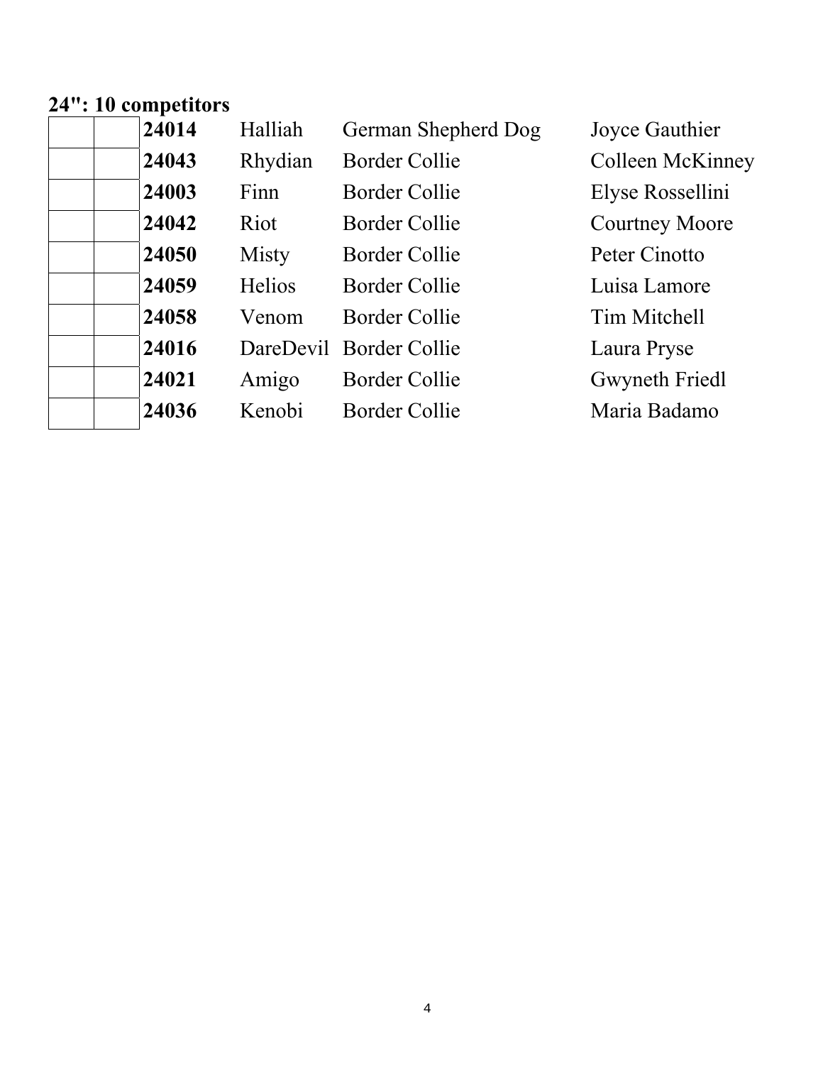**24": 10 competitors**

| | | | | | |
|---|---|---|---|---|---|
| | | **24014** | Halliah | German Shepherd Dog | Joyce Gauthier |
| | | **24043** | Rhydian | Border Collie | Colleen McKinney |
| | | **24003** | Finn | Border Collie | Elyse Rossellini |
| | | **24042** | Riot | Border Collie | Courtney Moore |
| | | **24050** | Misty | Border Collie | Peter Cinotto |
| | | **24059** | Helios | Border Collie | Luisa Lamore |
| | | **24058** | Venom | Border Collie | Tim Mitchell |
| | | **24016** | DareDevil | Border Collie | Laura Pryse |
| | | **24021** | Amigo | Border Collie | Gwyneth Friedl |
| | | **24036** | Kenobi | Border Collie | Maria Badamo |